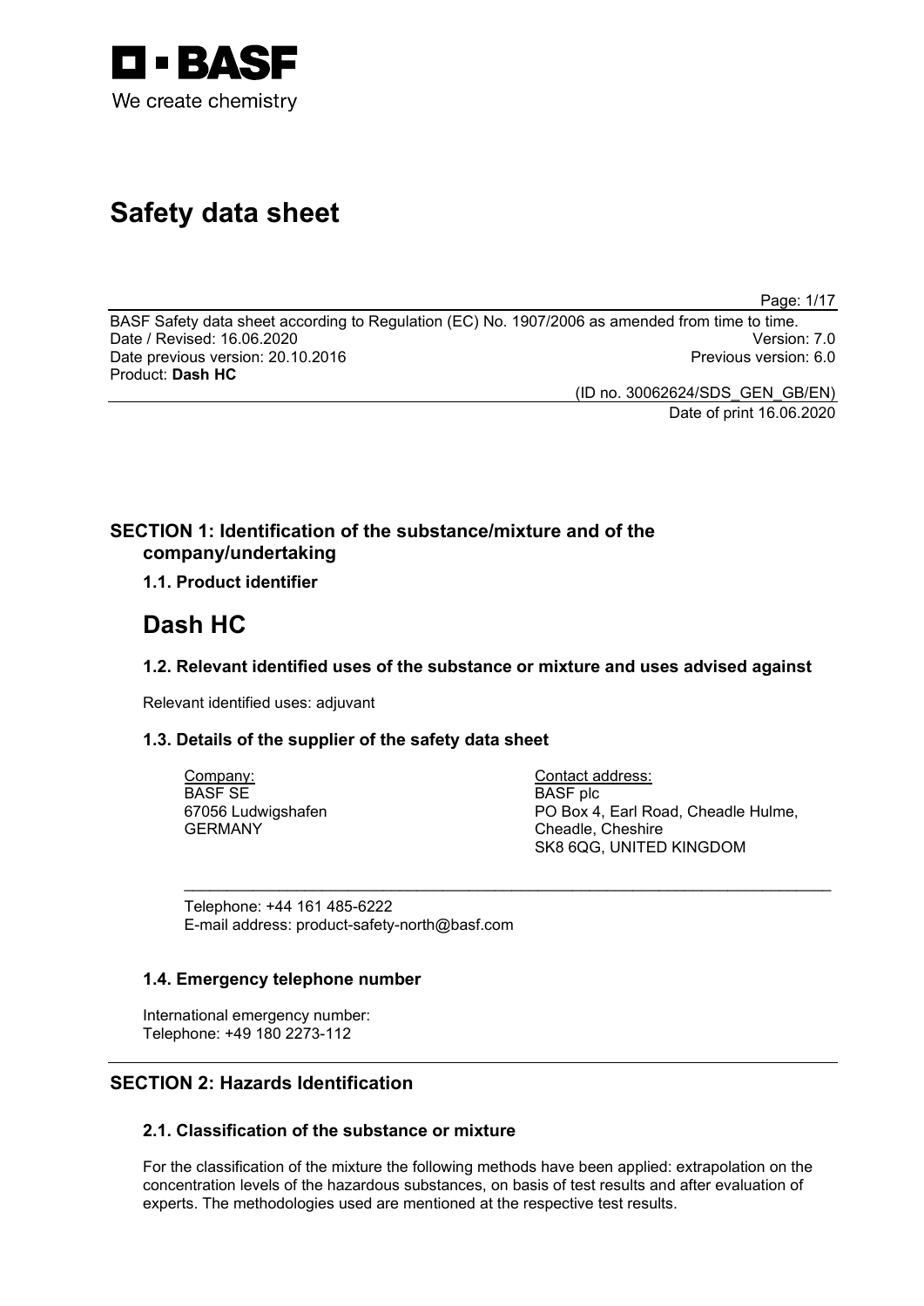BASF

We create chemistry

# Safety data sheet

BASF Safety data sheet according to Regulation (EC) No. 1907/2006 as amended from time to time.
Date / Revised: 16.06.2020 Version: 7.0
Date previous version: 20.10.2016 Previous version: 6.0
Product: **Dash HC**

(ID no. 30062624/SDS_GEN_GB/EN)
Date of print 16.06.2020

## SECTION 1: Identification of the substance/mixture and of the company/undertaking

### 1.1. Product identifier

# Dash HC

### 1.2. Relevant identified uses of the substance or mixture and uses advised against

Relevant identified uses: adjuvant

### 1.3. Details of the supplier of the safety data sheet

| Company: | Contact address: |
|---|---|
| BASF SE | BASF plc |
| 67056 Ludwigshafen | PO Box 4, Earl Road, Cheadle Hulme, |
| GERMANY | Cheadle, Cheshire |
| | SK8 6QG, UNITED KINGDOM |

Telephone: +44 161 485-6222
E-mail address: product-safety-north@basf.com

### 1.4. Emergency telephone number

International emergency number:
Telephone: +49 180 2273-112

## SECTION 2: Hazards Identification

### 2.1. Classification of the substance or mixture

For the classification of the mixture the following methods have been applied: extrapolation on the concentration levels of the hazardous substances, on basis of test results and after evaluation of experts. The methodologies used are mentioned at the respective test results.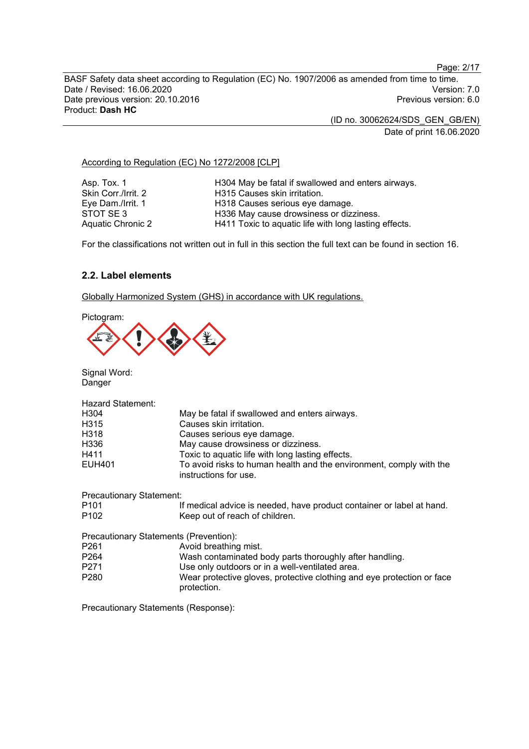According to Regulation (EC) No 1272/2008 [CLP]

| | |
|---|---|
| Asp. Tox. 1 | H304 May be fatal if swallowed and enters airways. |
| Skin Corr./Irrit. 2 | H315 Causes skin irritation. |
| Eye Dam./Irrit. 1 | H318 Causes serious eye damage. |
| STOT SE 3 | H336 May cause drowsiness or dizziness. |
| Aquatic Chronic 2 | H411 Toxic to aquatic life with long lasting effects. |

For the classifications not written out in full in this section the full text can be found in section 16.

## 2.2. Label elements

Globally Harmonized System (GHS) in accordance with UK regulations.

Pictogram:

Signal Word:
Danger

Hazard Statement:

| | |
|---|---|
| H304 | May be fatal if swallowed and enters airways. |
| H315 | Causes skin irritation. |
| H318 | Causes serious eye damage. |
| H336 | May cause drowsiness or dizziness. |
| H411 | Toxic to aquatic life with long lasting effects. |
| EUH401 | To avoid risks to human health and the environment, comply with the instructions for use. |

Precautionary Statement:

| | |
|---|---|
| P101 | If medical advice is needed, have product container or label at hand. |
| P102 | Keep out of reach of children. |

Precautionary Statements (Prevention):

| | |
|---|---|
| P261 | Avoid breathing mist. |
| P264 | Wash contaminated body parts thoroughly after handling. |
| P271 | Use only outdoors or in a well-ventilated area. |
| P280 | Wear protective gloves, protective clothing and eye protection or face protection. |

Precautionary Statements (Response):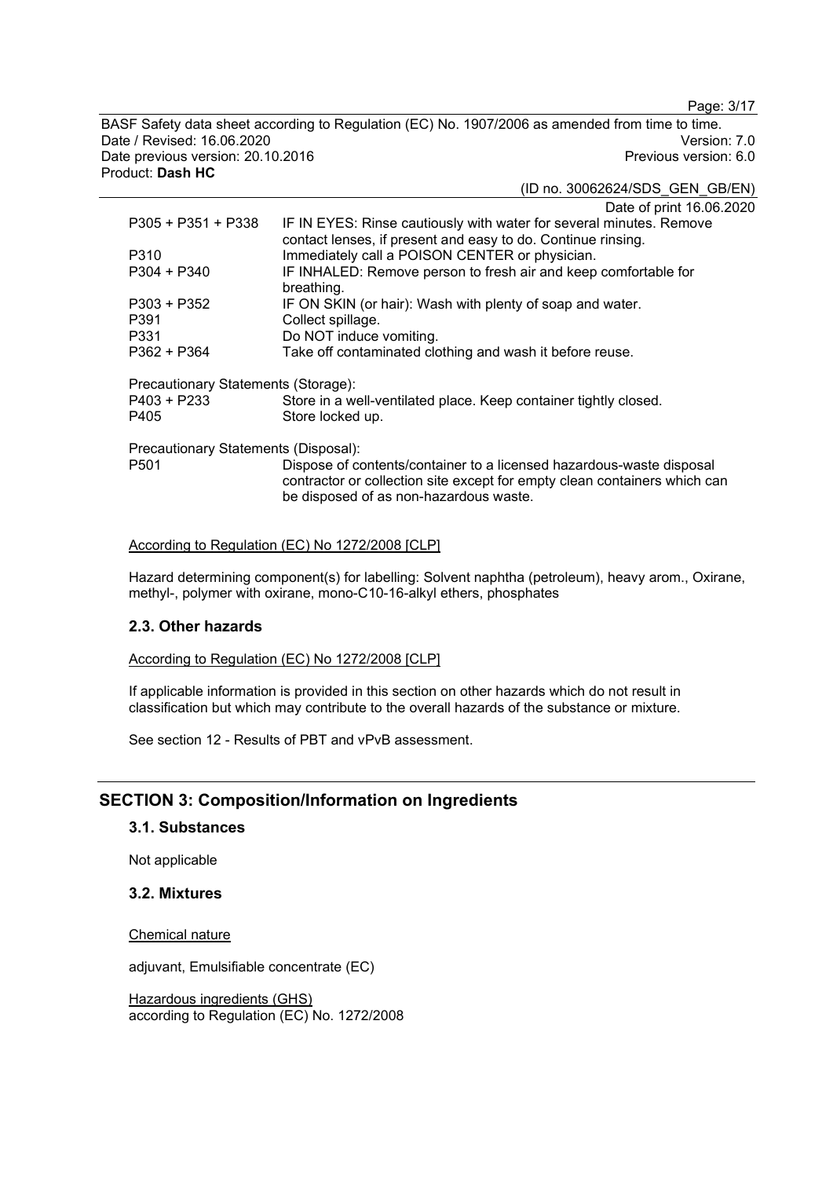| | |
|---|---|
| P305 + P351 + P338 | IF IN EYES: Rinse cautiously with water for several minutes. Remove contact lenses, if present and easy to do. Continue rinsing. |
| P310 | Immediately call a POISON CENTER or physician. |
| P304 + P340 | IF INHALED: Remove person to fresh air and keep comfortable for breathing. |
| P303 + P352 | IF ON SKIN (or hair): Wash with plenty of soap and water. |
| P391 | Collect spillage. |
| P331 | Do NOT induce vomiting. |
| P362 + P364 | Take off contaminated clothing and wash it before reuse. |

Precautionary Statements (Storage):

| | |
|---|---|
| P403 + P233 | Store in a well-ventilated place. Keep container tightly closed. |
| P405 | Store locked up. |

Precautionary Statements (Disposal):

| | |
|---|---|
| P501 | Dispose of contents/container to a licensed hazardous-waste disposal contractor or collection site except for empty clean containers which can be disposed of as non-hazardous waste. |

According to Regulation (EC) No 1272/2008 [CLP]

Hazard determining component(s) for labelling: Solvent naphtha (petroleum), heavy arom., Oxirane, methyl-, polymer with oxirane, mono-C10-16-alkyl ethers, phosphates

### 2.3. Other hazards

According to Regulation (EC) No 1272/2008 [CLP]

If applicable information is provided in this section on other hazards which do not result in classification but which may contribute to the overall hazards of the substance or mixture.

See section 12 - Results of PBT and vPvB assessment.

## SECTION 3: Composition/Information on Ingredients

### 3.1. Substances

Not applicable

### 3.2. Mixtures

Chemical nature

adjuvant, Emulsifiable concentrate (EC)

Hazardous ingredients (GHS)
according to Regulation (EC) No. 1272/2008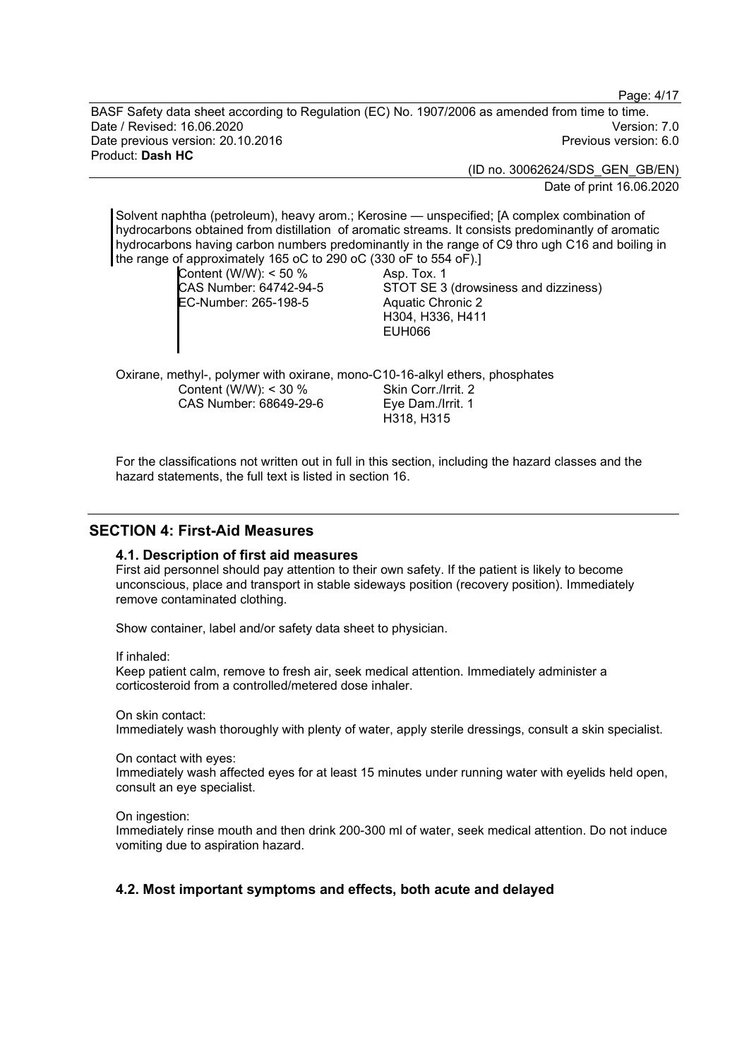Solvent naphtha (petroleum), heavy arom.; Kerosine — unspecified; [A complex combination of hydrocarbons obtained from distillation of aromatic streams. It consists predominantly of aromatic hydrocarbons having carbon numbers predominantly in the range of C9 thro ugh C16 and boiling in the range of approximately 165 oC to 290 oC (330 oF to 554 oF).]

Content (W/W): < 50 %
CAS Number: 64742-94-5
EC-Number: 265-198-5

Asp. Tox. 1
STOT SE 3 (drowsiness and dizziness)
Aquatic Chronic 2
H304, H336, H411
EUH066

Oxirane, methyl-, polymer with oxirane, mono-C10-16-alkyl ethers, phosphates

Content (W/W): < 30 %
CAS Number: 68649-29-6

Skin Corr./Irrit. 2
Eye Dam./Irrit. 1
H318, H315

For the classifications not written out in full in this section, including the hazard classes and the hazard statements, the full text is listed in section 16.

## SECTION 4: First-Aid Measures

### 4.1. Description of first aid measures

First aid personnel should pay attention to their own safety. If the patient is likely to become unconscious, place and transport in stable sideways position (recovery position). Immediately remove contaminated clothing.

Show container, label and/or safety data sheet to physician.

If inhaled:
Keep patient calm, remove to fresh air, seek medical attention. Immediately administer a corticosteroid from a controlled/metered dose inhaler.

On skin contact:
Immediately wash thoroughly with plenty of water, apply sterile dressings, consult a skin specialist.

On contact with eyes:
Immediately wash affected eyes for at least 15 minutes under running water with eyelids held open, consult an eye specialist.

On ingestion:
Immediately rinse mouth and then drink 200-300 ml of water, seek medical attention. Do not induce vomiting due to aspiration hazard.

### 4.2. Most important symptoms and effects, both acute and delayed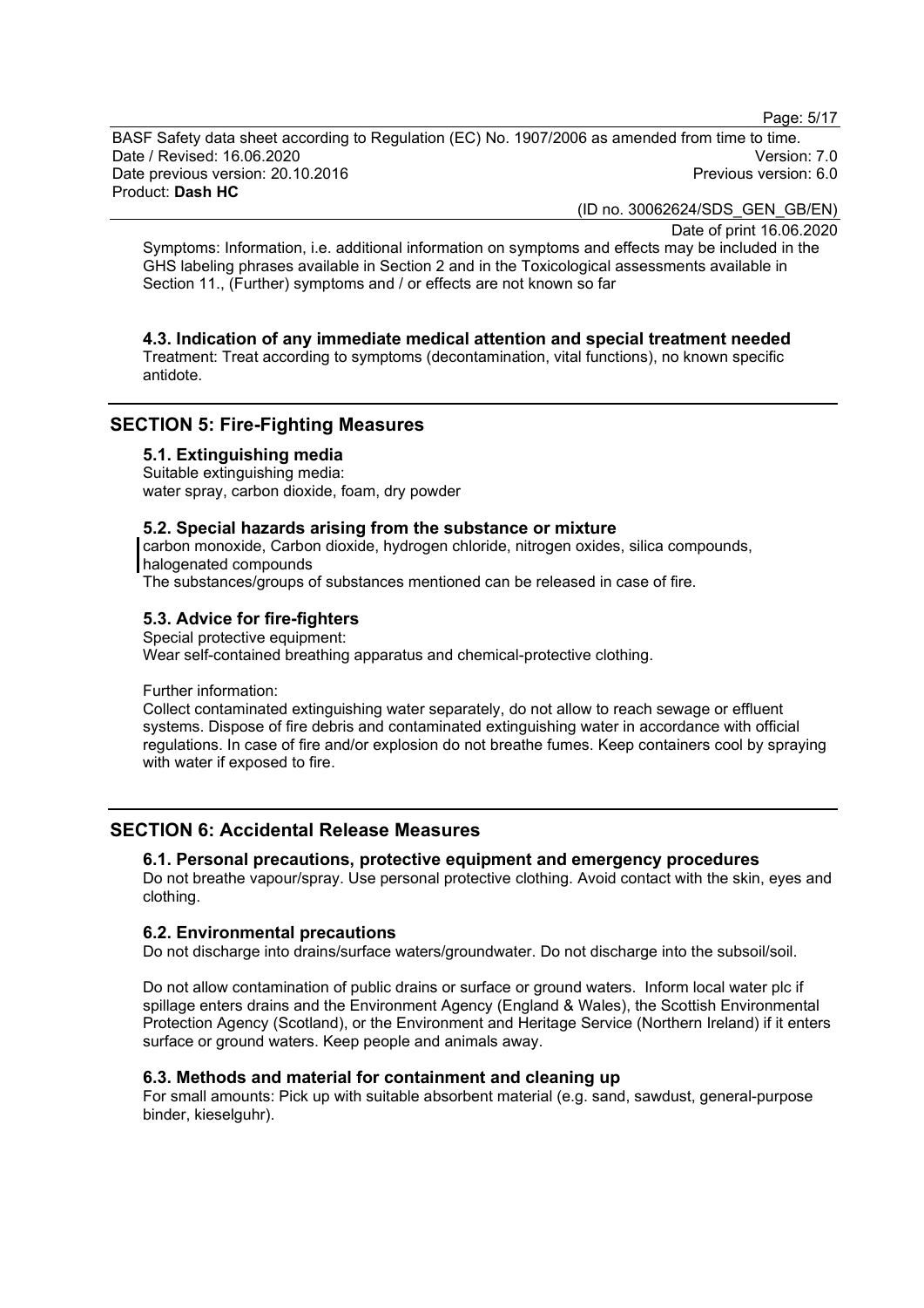Symptoms: Information, i.e. additional information on symptoms and effects may be included in the GHS labeling phrases available in Section 2 and in the Toxicological assessments available in Section 11., (Further) symptoms and / or effects are not known so far

### 4.3. Indication of any immediate medical attention and special treatment needed

Treatment: Treat according to symptoms (decontamination, vital functions), no known specific antidote.

## SECTION 5: Fire-Fighting Measures

### 5.1. Extinguishing media

Suitable extinguishing media:
water spray, carbon dioxide, foam, dry powder

### 5.2. Special hazards arising from the substance or mixture

carbon monoxide, Carbon dioxide, hydrogen chloride, nitrogen oxides, silica compounds, halogenated compounds
The substances/groups of substances mentioned can be released in case of fire.

### 5.3. Advice for fire-fighters

Special protective equipment:
Wear self-contained breathing apparatus and chemical-protective clothing.

Further information:
Collect contaminated extinguishing water separately, do not allow to reach sewage or effluent systems. Dispose of fire debris and contaminated extinguishing water in accordance with official regulations. In case of fire and/or explosion do not breathe fumes. Keep containers cool by spraying with water if exposed to fire.

## SECTION 6: Accidental Release Measures

### 6.1. Personal precautions, protective equipment and emergency procedures

Do not breathe vapour/spray. Use personal protective clothing. Avoid contact with the skin, eyes and clothing.

### 6.2. Environmental precautions

Do not discharge into drains/surface waters/groundwater. Do not discharge into the subsoil/soil.

Do not allow contamination of public drains or surface or ground waters. Inform local water plc if spillage enters drains and the Environment Agency (England & Wales), the Scottish Environmental Protection Agency (Scotland), or the Environment and Heritage Service (Northern Ireland) if it enters surface or ground waters. Keep people and animals away.

### 6.3. Methods and material for containment and cleaning up

For small amounts: Pick up with suitable absorbent material (e.g. sand, sawdust, general-purpose binder, kieselguhr).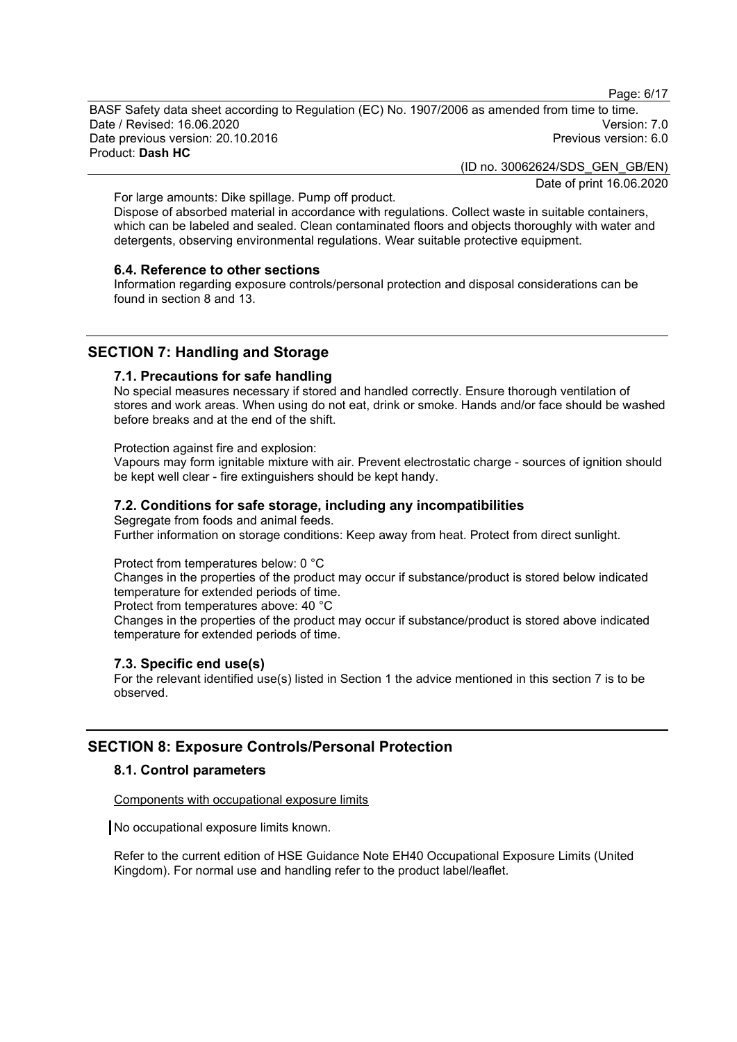For large amounts: Dike spillage. Pump off product.
Dispose of absorbed material in accordance with regulations. Collect waste in suitable containers, which can be labeled and sealed. Clean contaminated floors and objects thoroughly with water and detergents, observing environmental regulations. Wear suitable protective equipment.

### 6.4. Reference to other sections

Information regarding exposure controls/personal protection and disposal considerations can be found in section 8 and 13.

## SECTION 7: Handling and Storage

### 7.1. Precautions for safe handling

No special measures necessary if stored and handled correctly. Ensure thorough ventilation of stores and work areas. When using do not eat, drink or smoke. Hands and/or face should be washed before breaks and at the end of the shift.

Protection against fire and explosion:
Vapours may form ignitable mixture with air. Prevent electrostatic charge - sources of ignition should be kept well clear - fire extinguishers should be kept handy.

### 7.2. Conditions for safe storage, including any incompatibilities

Segregate from foods and animal feeds.
Further information on storage conditions: Keep away from heat. Protect from direct sunlight.

Protect from temperatures below: 0 °C
Changes in the properties of the product may occur if substance/product is stored below indicated temperature for extended periods of time.
Protect from temperatures above: 40 °C
Changes in the properties of the product may occur if substance/product is stored above indicated temperature for extended periods of time.

### 7.3. Specific end use(s)

For the relevant identified use(s) listed in Section 1 the advice mentioned in this section 7 is to be observed.

## SECTION 8: Exposure Controls/Personal Protection

### 8.1. Control parameters

Components with occupational exposure limits

No occupational exposure limits known.

Refer to the current edition of HSE Guidance Note EH40 Occupational Exposure Limits (United Kingdom). For normal use and handling refer to the product label/leaflet.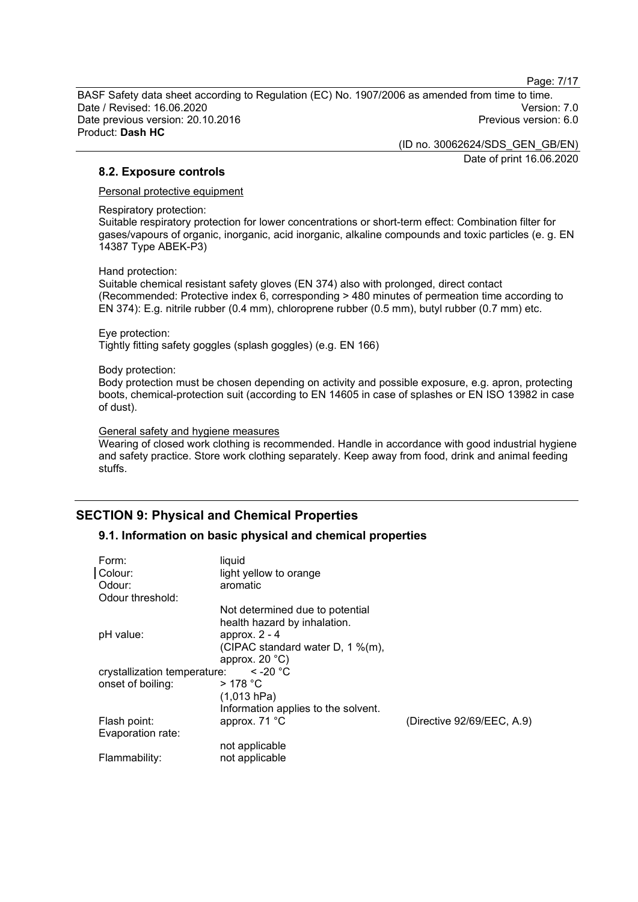### 8.2. Exposure controls

Personal protective equipment

Respiratory protection:
Suitable respiratory protection for lower concentrations or short-term effect: Combination filter for gases/vapours of organic, inorganic, acid inorganic, alkaline compounds and toxic particles (e. g. EN 14387 Type ABEK-P3)

Hand protection:
Suitable chemical resistant safety gloves (EN 374) also with prolonged, direct contact (Recommended: Protective index 6, corresponding > 480 minutes of permeation time according to EN 374): E.g. nitrile rubber (0.4 mm), chloroprene rubber (0.5 mm), butyl rubber (0.7 mm) etc.

Eye protection:
Tightly fitting safety goggles (splash goggles) (e.g. EN 166)

Body protection:
Body protection must be chosen depending on activity and possible exposure, e.g. apron, protecting boots, chemical-protection suit (according to EN 14605 in case of splashes or EN ISO 13982 in case of dust).

General safety and hygiene measures
Wearing of closed work clothing is recommended. Handle in accordance with good industrial hygiene and safety practice. Store work clothing separately. Keep away from food, drink and animal feeding stuffs.

## SECTION 9: Physical and Chemical Properties

### 9.1. Information on basic physical and chemical properties

| | | |
|---|---|---|
| Form: | liquid | |
| Colour: | light yellow to orange | |
| Odour: | aromatic | |
| Odour threshold: | Not determined due to potential health hazard by inhalation. | |
| pH value: | approx. 2 - 4 (CIPAC standard water D, 1 %(m), approx. 20 °C) | |
| crystallization temperature: | < -20 °C | |
| onset of boiling: | > 178 °C (1,013 hPa) Information applies to the solvent. | |
| Flash point: | approx. 71 °C | (Directive 92/69/EEC, A.9) |
| Evaporation rate: | not applicable | |
| Flammability: | not applicable | |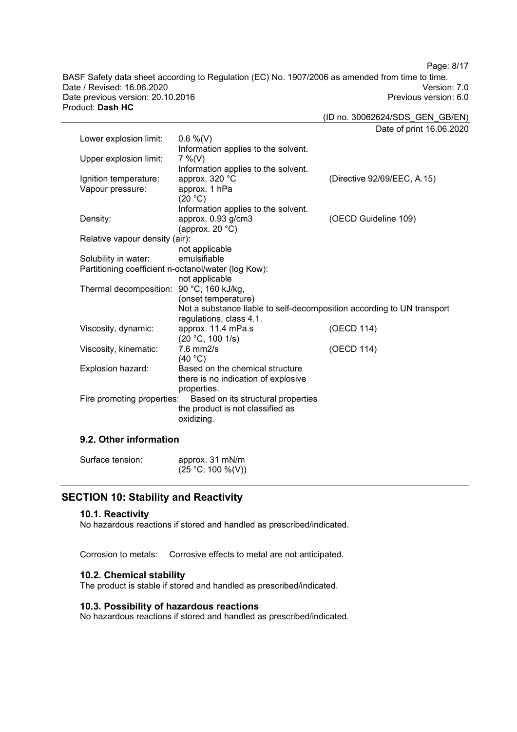| | | |
|---|---|---|
| Lower explosion limit: | 0.6 %(V)<br>Information applies to the solvent. | |
| Upper explosion limit: | 7 %(V)<br>Information applies to the solvent. | |
| Ignition temperature: | approx. 320 °C | (Directive 92/69/EEC, A.15) |
| Vapour pressure: | approx. 1 hPa<br>(20 °C)<br>Information applies to the solvent. | |
| Density: | approx. 0.93 g/cm3<br>(approx. 20 °C) | (OECD Guideline 109) |
| Relative vapour density (air): | not applicable | |
| Solubility in water: | emulsifiable | |
| Partitioning coefficient n-octanol/water (log Kow): | not applicable | |
| Thermal decomposition: | 90 °C, 160 kJ/kg,<br>(onset temperature)<br>Not a substance liable to self-decomposition according to UN transport regulations, class 4.1. | |
| Viscosity, dynamic: | approx. 11.4 mPa.s<br>(20 °C, 100 1/s) | (OECD 114) |
| Viscosity, kinematic: | 7.6 mm2/s<br>(40 °C) | (OECD 114) |
| Explosion hazard: | Based on the chemical structure there is no indication of explosive properties. | |
| Fire promoting properties: | Based on its structural properties the product is not classified as oxidizing. | |

### 9.2. Other information

| | |
|---|---|
| Surface tension: | approx. 31 mN/m<br>(25 °C; 100 %(V)) |

## SECTION 10: Stability and Reactivity

### 10.1. Reactivity

No hazardous reactions if stored and handled as prescribed/indicated.

Corrosion to metals: Corrosive effects to metal are not anticipated.

### 10.2. Chemical stability

The product is stable if stored and handled as prescribed/indicated.

### 10.3. Possibility of hazardous reactions

No hazardous reactions if stored and handled as prescribed/indicated.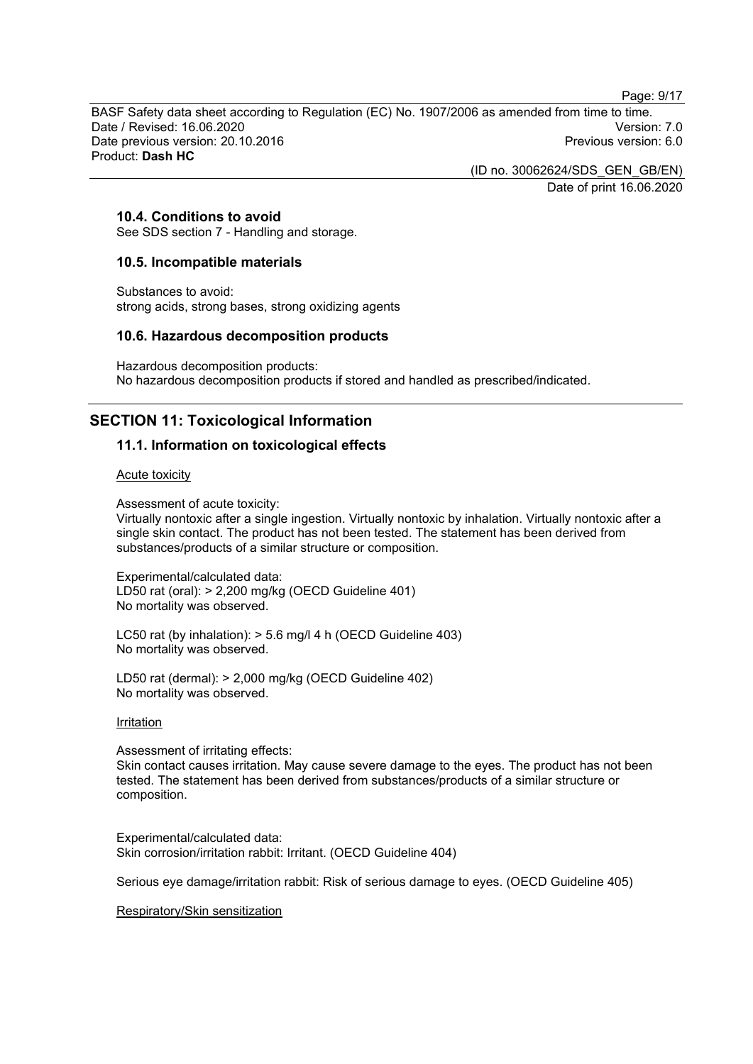### 10.4. Conditions to avoid

See SDS section 7 - Handling and storage.

### 10.5. Incompatible materials

Substances to avoid:
strong acids, strong bases, strong oxidizing agents

### 10.6. Hazardous decomposition products

Hazardous decomposition products:
No hazardous decomposition products if stored and handled as prescribed/indicated.

## SECTION 11: Toxicological Information

### 11.1. Information on toxicological effects

Acute toxicity

Assessment of acute toxicity:
Virtually nontoxic after a single ingestion. Virtually nontoxic by inhalation. Virtually nontoxic after a single skin contact. The product has not been tested. The statement has been derived from substances/products of a similar structure or composition.

Experimental/calculated data:
LD50 rat (oral): > 2,200 mg/kg (OECD Guideline 401)
No mortality was observed.

LC50 rat (by inhalation): > 5.6 mg/l 4 h (OECD Guideline 403)
No mortality was observed.

LD50 rat (dermal): > 2,000 mg/kg (OECD Guideline 402)
No mortality was observed.

Irritation

Assessment of irritating effects:
Skin contact causes irritation. May cause severe damage to the eyes. The product has not been tested. The statement has been derived from substances/products of a similar structure or composition.

Experimental/calculated data:
Skin corrosion/irritation rabbit: Irritant. (OECD Guideline 404)

Serious eye damage/irritation rabbit: Risk of serious damage to eyes. (OECD Guideline 405)

Respiratory/Skin sensitization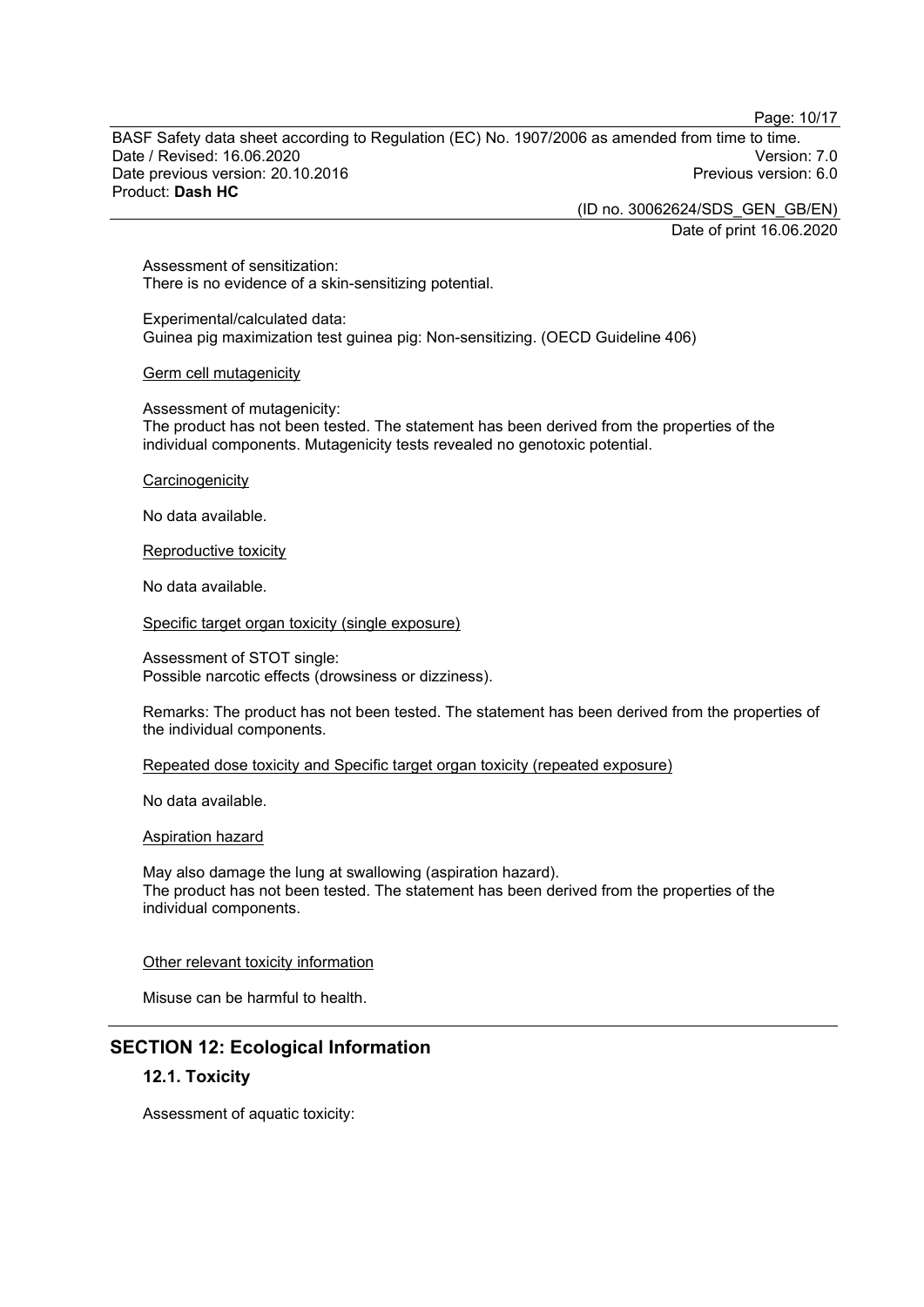Assessment of sensitization:
There is no evidence of a skin-sensitizing potential.

Experimental/calculated data:
Guinea pig maximization test guinea pig: Non-sensitizing. (OECD Guideline 406)

Germ cell mutagenicity

Assessment of mutagenicity:
The product has not been tested. The statement has been derived from the properties of the individual components. Mutagenicity tests revealed no genotoxic potential.

Carcinogenicity

No data available.

Reproductive toxicity

No data available.

Specific target organ toxicity (single exposure)

Assessment of STOT single:
Possible narcotic effects (drowsiness or dizziness).

Remarks: The product has not been tested. The statement has been derived from the properties of the individual components.

Repeated dose toxicity and Specific target organ toxicity (repeated exposure)

No data available.

Aspiration hazard

May also damage the lung at swallowing (aspiration hazard).
The product has not been tested. The statement has been derived from the properties of the individual components.

Other relevant toxicity information

Misuse can be harmful to health.

## SECTION 12: Ecological Information

### 12.1. Toxicity

Assessment of aquatic toxicity: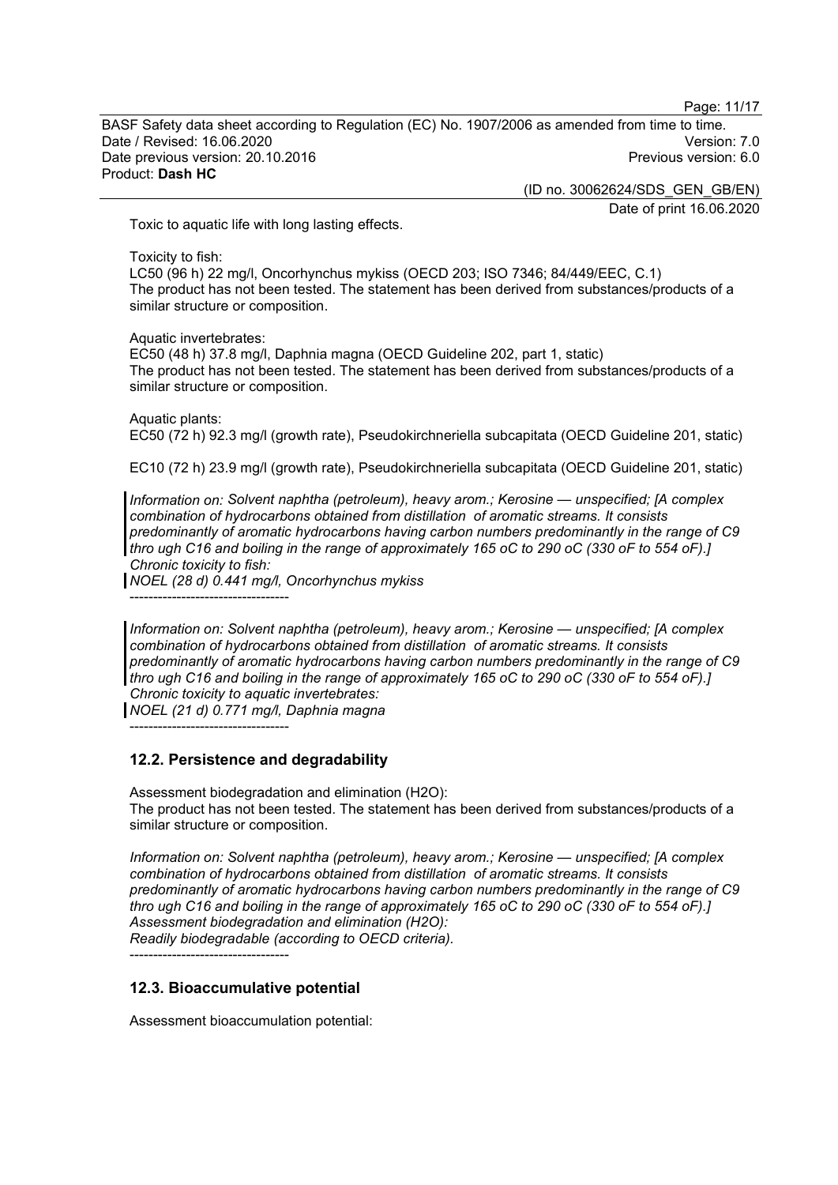Toxic to aquatic life with long lasting effects.

Toxicity to fish:
LC50 (96 h) 22 mg/l, Oncorhynchus mykiss (OECD 203; ISO 7346; 84/449/EEC, C.1)
The product has not been tested. The statement has been derived from substances/products of a similar structure or composition.

Aquatic invertebrates:
EC50 (48 h) 37.8 mg/l, Daphnia magna (OECD Guideline 202, part 1, static)
The product has not been tested. The statement has been derived from substances/products of a similar structure or composition.

Aquatic plants:
EC50 (72 h) 92.3 mg/l (growth rate), Pseudokirchneriella subcapitata (OECD Guideline 201, static)

EC10 (72 h) 23.9 mg/l (growth rate), Pseudokirchneriella subcapitata (OECD Guideline 201, static)

*Information on: Solvent naphtha (petroleum), heavy arom.; Kerosine — unspecified; [A complex combination of hydrocarbons obtained from distillation of aromatic streams. It consists predominantly of aromatic hydrocarbons having carbon numbers predominantly in the range of C9 thro ugh C16 and boiling in the range of approximately 165 oC to 290 oC (330 oF to 554 oF).]*
*Chronic toxicity to fish:*
*NOEL (28 d) 0.441 mg/l, Oncorhynchus mykiss*
----------------------------------

*Information on: Solvent naphtha (petroleum), heavy arom.; Kerosine — unspecified; [A complex combination of hydrocarbons obtained from distillation of aromatic streams. It consists predominantly of aromatic hydrocarbons having carbon numbers predominantly in the range of C9 thro ugh C16 and boiling in the range of approximately 165 oC to 290 oC (330 oF to 554 oF).]*
*Chronic toxicity to aquatic invertebrates:*
*NOEL (21 d) 0.771 mg/l, Daphnia magna*
----------------------------------

## 12.2. Persistence and degradability

Assessment biodegradation and elimination (H2O):
The product has not been tested. The statement has been derived from substances/products of a similar structure or composition.

*Information on: Solvent naphtha (petroleum), heavy arom.; Kerosine — unspecified; [A complex combination of hydrocarbons obtained from distillation of aromatic streams. It consists predominantly of aromatic hydrocarbons having carbon numbers predominantly in the range of C9 thro ugh C16 and boiling in the range of approximately 165 oC to 290 oC (330 oF to 554 oF).]*
*Assessment biodegradation and elimination (H2O):*
*Readily biodegradable (according to OECD criteria).*
----------------------------------

## 12.3. Bioaccumulative potential

Assessment bioaccumulation potential: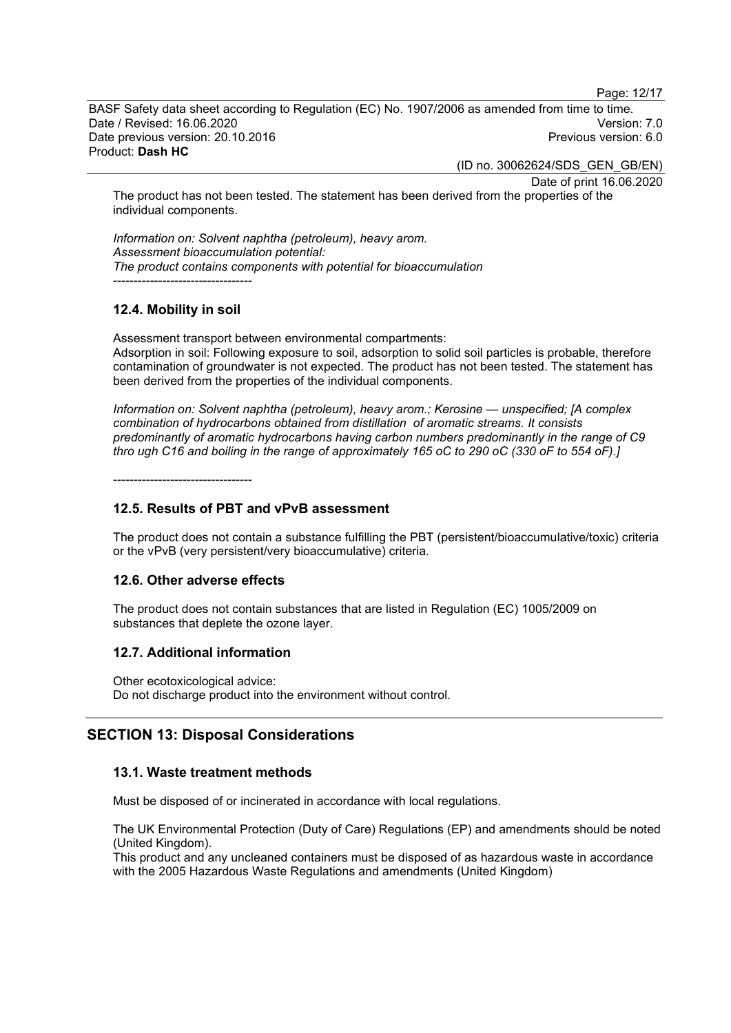The product has not been tested. The statement has been derived from the properties of the individual components.

*Information on: Solvent naphtha (petroleum), heavy arom.*
*Assessment bioaccumulation potential:*
*The product contains components with potential for bioaccumulation*
----------------------------------

### 12.4. Mobility in soil

Assessment transport between environmental compartments:
Adsorption in soil: Following exposure to soil, adsorption to solid soil particles is probable, therefore contamination of groundwater is not expected. The product has not been tested. The statement has been derived from the properties of the individual components.

*Information on: Solvent naphtha (petroleum), heavy arom.; Kerosine — unspecified; [A complex combination of hydrocarbons obtained from distillation of aromatic streams. It consists predominantly of aromatic hydrocarbons having carbon numbers predominantly in the range of C9 thro ugh C16 and boiling in the range of approximately 165 oC to 290 oC (330 oF to 554 oF).]*

----------------------------------

### 12.5. Results of PBT and vPvB assessment

The product does not contain a substance fulfilling the PBT (persistent/bioaccumulative/toxic) criteria or the vPvB (very persistent/very bioaccumulative) criteria.

### 12.6. Other adverse effects

The product does not contain substances that are listed in Regulation (EC) 1005/2009 on substances that deplete the ozone layer.

### 12.7. Additional information

Other ecotoxicological advice:
Do not discharge product into the environment without control.

## SECTION 13: Disposal Considerations

### 13.1. Waste treatment methods

Must be disposed of or incinerated in accordance with local regulations.

The UK Environmental Protection (Duty of Care) Regulations (EP) and amendments should be noted (United Kingdom).
This product and any uncleaned containers must be disposed of as hazardous waste in accordance with the 2005 Hazardous Waste Regulations and amendments (United Kingdom)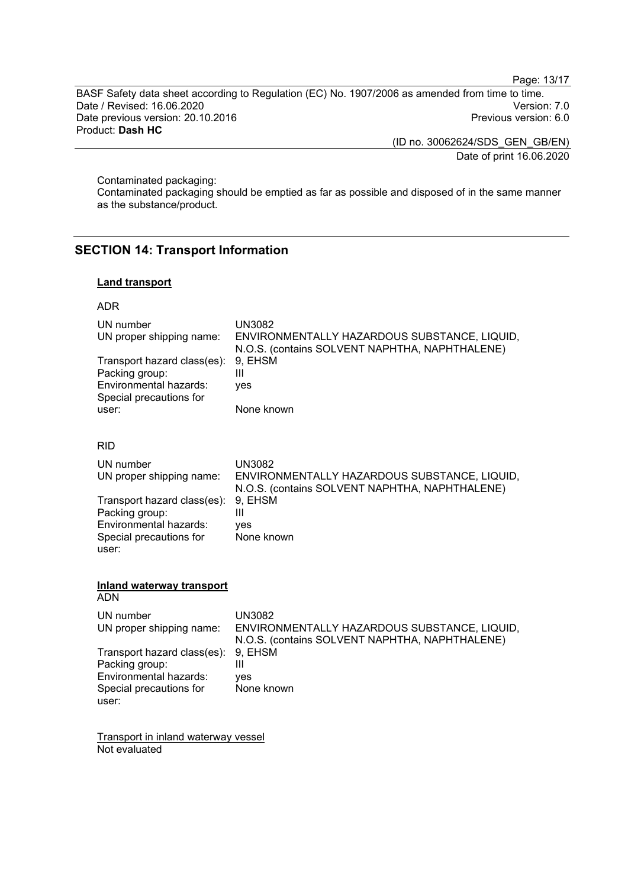Contaminated packaging:
Contaminated packaging should be emptied as far as possible and disposed of in the same manner as the substance/product.

## SECTION 14: Transport Information

**Land transport**

ADR

| | |
|---|---|
| UN number | UN3082 |
| UN proper shipping name: | ENVIRONMENTALLY HAZARDOUS SUBSTANCE, LIQUID, N.O.S. (contains SOLVENT NAPHTHA, NAPHTHALENE) |
| Transport hazard class(es): | 9, EHSM |
| Packing group: | III |
| Environmental hazards: | yes |
| Special precautions for user: | None known |

RID

| | |
|---|---|
| UN number | UN3082 |
| UN proper shipping name: | ENVIRONMENTALLY HAZARDOUS SUBSTANCE, LIQUID, N.O.S. (contains SOLVENT NAPHTHA, NAPHTHALENE) |
| Transport hazard class(es): | 9, EHSM |
| Packing group: | III |
| Environmental hazards: | yes |
| Special precautions for user: | None known |

**Inland waterway transport**

ADN

| | |
|---|---|
| UN number | UN3082 |
| UN proper shipping name: | ENVIRONMENTALLY HAZARDOUS SUBSTANCE, LIQUID, N.O.S. (contains SOLVENT NAPHTHA, NAPHTHALENE) |
| Transport hazard class(es): | 9, EHSM |
| Packing group: | III |
| Environmental hazards: | yes |
| Special precautions for user: | None known |

Transport in inland waterway vessel
Not evaluated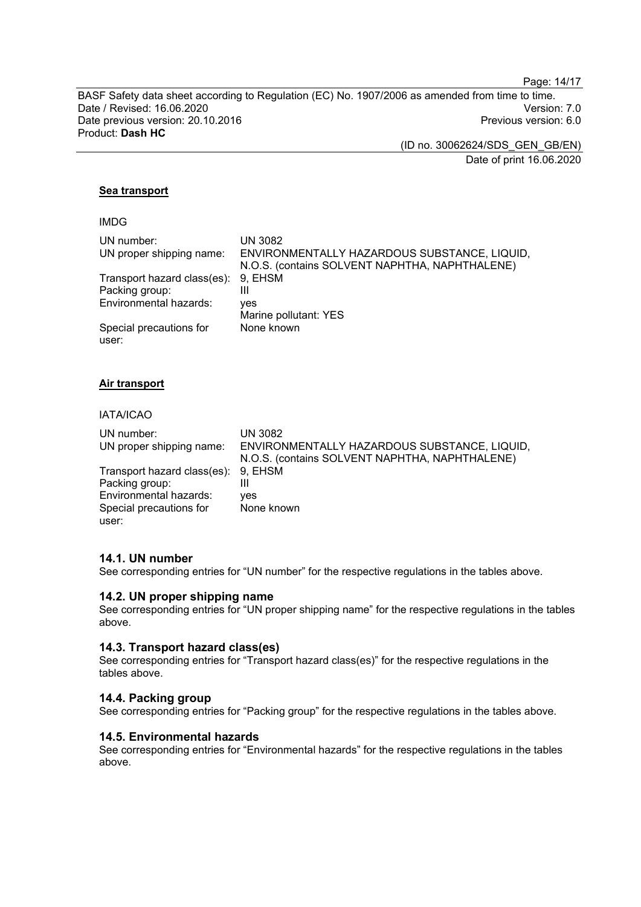**Sea transport**

IMDG

| | |
|---|---|
| UN number: | UN 3082 |
| UN proper shipping name: | ENVIRONMENTALLY HAZARDOUS SUBSTANCE, LIQUID, N.O.S. (contains SOLVENT NAPHTHA, NAPHTHALENE) |
| Transport hazard class(es): | 9, EHSM |
| Packing group: | III |
| Environmental hazards: | yes<br>Marine pollutant: YES |
| Special precautions for user: | None known |

**Air transport**

IATA/ICAO

| | |
|---|---|
| UN number: | UN 3082 |
| UN proper shipping name: | ENVIRONMENTALLY HAZARDOUS SUBSTANCE, LIQUID, N.O.S. (contains SOLVENT NAPHTHA, NAPHTHALENE) |
| Transport hazard class(es): | 9, EHSM |
| Packing group: | III |
| Environmental hazards: | yes |
| Special precautions for user: | None known |

## 14.1. UN number

See corresponding entries for "UN number" for the respective regulations in the tables above.

## 14.2. UN proper shipping name

See corresponding entries for "UN proper shipping name" for the respective regulations in the tables above.

## 14.3. Transport hazard class(es)

See corresponding entries for "Transport hazard class(es)" for the respective regulations in the tables above.

## 14.4. Packing group

See corresponding entries for "Packing group" for the respective regulations in the tables above.

## 14.5. Environmental hazards

See corresponding entries for "Environmental hazards" for the respective regulations in the tables above.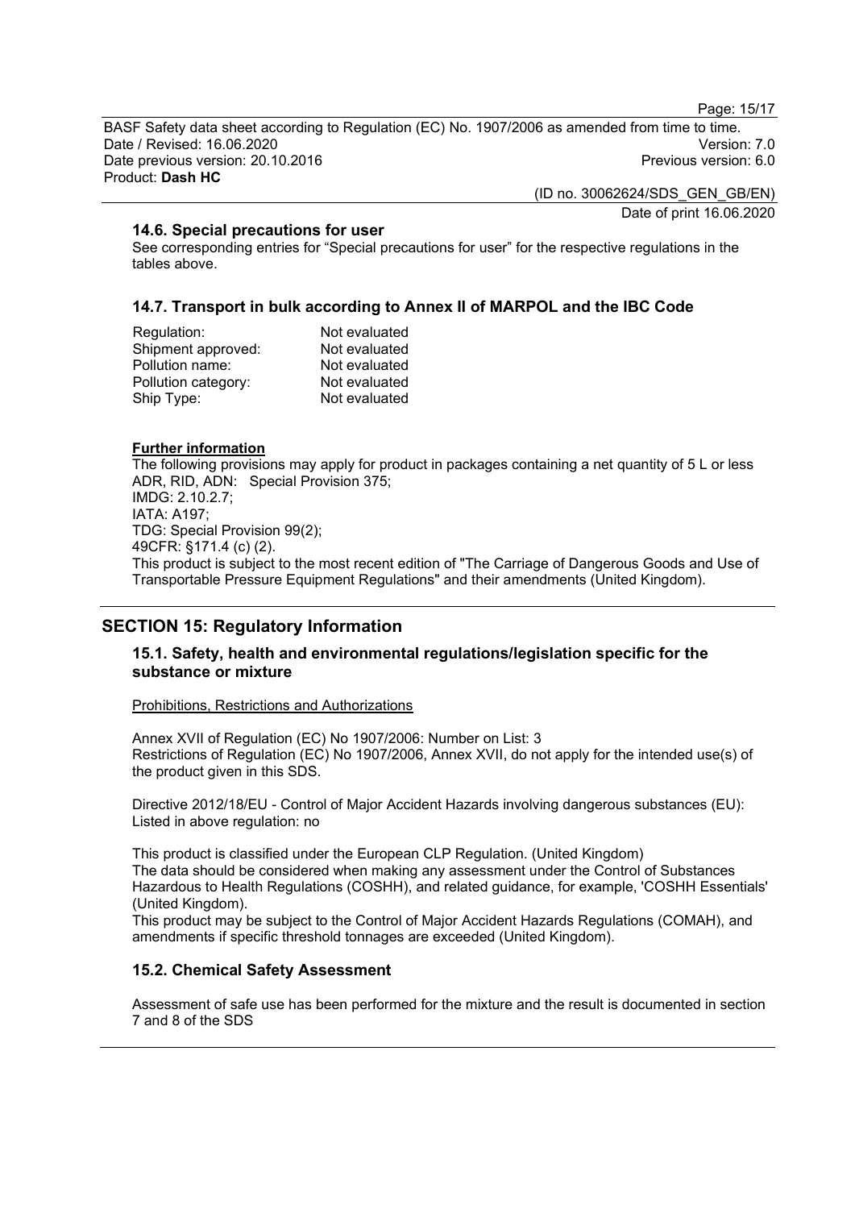### 14.6. Special precautions for user

See corresponding entries for “Special precautions for user” for the respective regulations in the tables above.

### 14.7. Transport in bulk according to Annex II of MARPOL and the IBC Code

| | |
|---|---|
| Regulation: | Not evaluated |
| Shipment approved: | Not evaluated |
| Pollution name: | Not evaluated |
| Pollution category: | Not evaluated |
| Ship Type: | Not evaluated |

**Further information**

The following provisions may apply for product in packages containing a net quantity of 5 L or less
ADR, RID, ADN: Special Provision 375;
IMDG: 2.10.2.7;
IATA: A197;
TDG: Special Provision 99(2);
49CFR: §171.4 (c) (2).
This product is subject to the most recent edition of "The Carriage of Dangerous Goods and Use of Transportable Pressure Equipment Regulations" and their amendments (United Kingdom).

## SECTION 15: Regulatory Information

### 15.1. Safety, health and environmental regulations/legislation specific for the substance or mixture

Prohibitions, Restrictions and Authorizations

Annex XVII of Regulation (EC) No 1907/2006: Number on List: 3
Restrictions of Regulation (EC) No 1907/2006, Annex XVII, do not apply for the intended use(s) of the product given in this SDS.

Directive 2012/18/EU - Control of Major Accident Hazards involving dangerous substances (EU): Listed in above regulation: no

This product is classified under the European CLP Regulation. (United Kingdom)
The data should be considered when making any assessment under the Control of Substances Hazardous to Health Regulations (COSHH), and related guidance, for example, 'COSHH Essentials' (United Kingdom).
This product may be subject to the Control of Major Accident Hazards Regulations (COMAH), and amendments if specific threshold tonnages are exceeded (United Kingdom).

### 15.2. Chemical Safety Assessment

Assessment of safe use has been performed for the mixture and the result is documented in section 7 and 8 of the SDS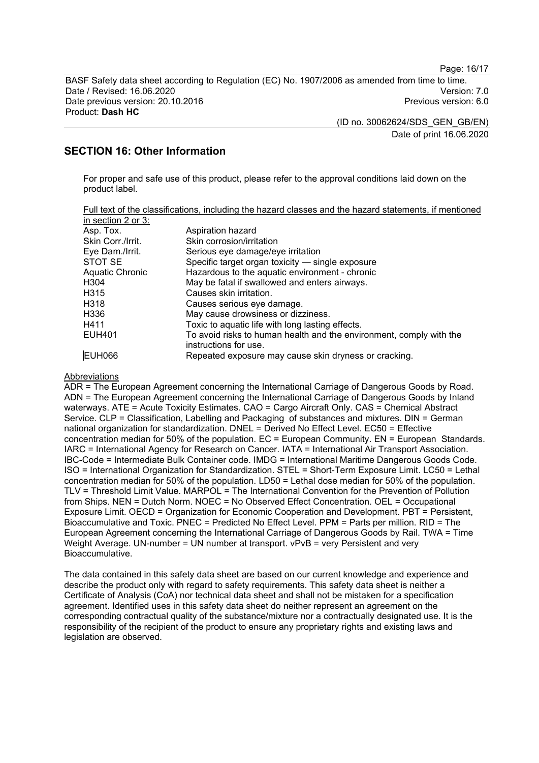## SECTION 16: Other Information

For proper and safe use of this product, please refer to the approval conditions laid down on the product label.

Full text of the classifications, including the hazard classes and the hazard statements, if mentioned in section 2 or 3:

| | |
|---|---|
| Asp. Tox. | Aspiration hazard |
| Skin Corr./Irrit. | Skin corrosion/irritation |
| Eye Dam./Irrit. | Serious eye damage/eye irritation |
| STOT SE | Specific target organ toxicity — single exposure |
| Aquatic Chronic | Hazardous to the aquatic environment - chronic |
| H304 | May be fatal if swallowed and enters airways. |
| H315 | Causes skin irritation. |
| H318 | Causes serious eye damage. |
| H336 | May cause drowsiness or dizziness. |
| H411 | Toxic to aquatic life with long lasting effects. |
| EUH401 | To avoid risks to human health and the environment, comply with the instructions for use. |
| EUH066 | Repeated exposure may cause skin dryness or cracking. |

Abbreviations

ADR = The European Agreement concerning the International Carriage of Dangerous Goods by Road. ADN = The European Agreement concerning the International Carriage of Dangerous Goods by Inland waterways. ATE = Acute Toxicity Estimates. CAO = Cargo Aircraft Only. CAS = Chemical Abstract Service. CLP = Classification, Labelling and Packaging of substances and mixtures. DIN = German national organization for standardization. DNEL = Derived No Effect Level. EC50 = Effective concentration median for 50% of the population. EC = European Community. EN = European Standards. IARC = International Agency for Research on Cancer. IATA = International Air Transport Association. IBC-Code = Intermediate Bulk Container code. IMDG = International Maritime Dangerous Goods Code. ISO = International Organization for Standardization. STEL = Short-Term Exposure Limit. LC50 = Lethal concentration median for 50% of the population. LD50 = Lethal dose median for 50% of the population. TLV = Threshold Limit Value. MARPOL = The International Convention for the Prevention of Pollution from Ships. NEN = Dutch Norm. NOEC = No Observed Effect Concentration. OEL = Occupational Exposure Limit. OECD = Organization for Economic Cooperation and Development. PBT = Persistent, Bioaccumulative and Toxic. PNEC = Predicted No Effect Level. PPM = Parts per million. RID = The European Agreement concerning the International Carriage of Dangerous Goods by Rail. TWA = Time Weight Average. UN-number = UN number at transport. vPvB = very Persistent and very Bioaccumulative.

The data contained in this safety data sheet are based on our current knowledge and experience and describe the product only with regard to safety requirements. This safety data sheet is neither a Certificate of Analysis (CoA) nor technical data sheet and shall not be mistaken for a specification agreement. Identified uses in this safety data sheet do neither represent an agreement on the corresponding contractual quality of the substance/mixture nor a contractually designated use. It is the responsibility of the recipient of the product to ensure any proprietary rights and existing laws and legislation are observed.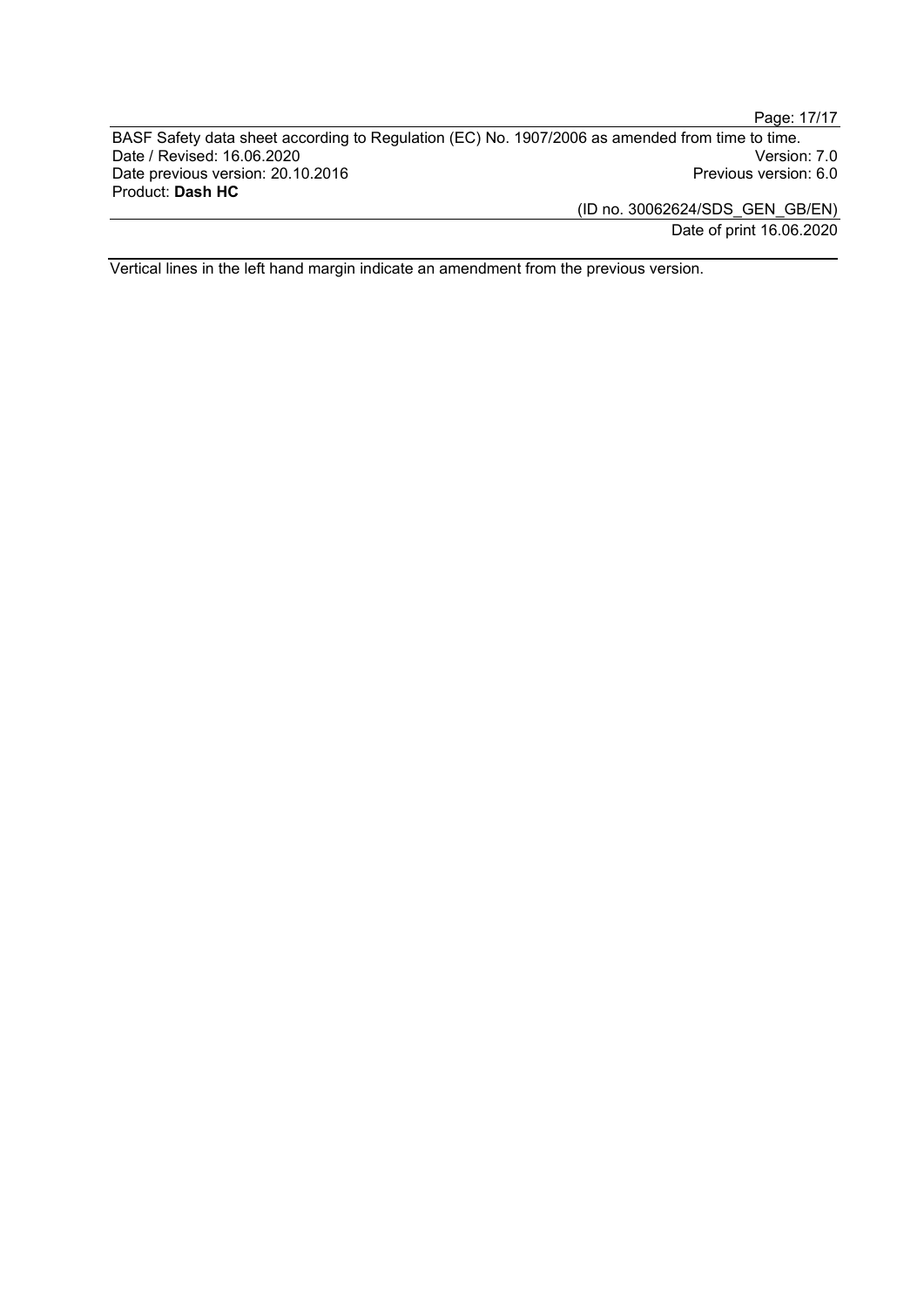Vertical lines in the left hand margin indicate an amendment from the previous version.